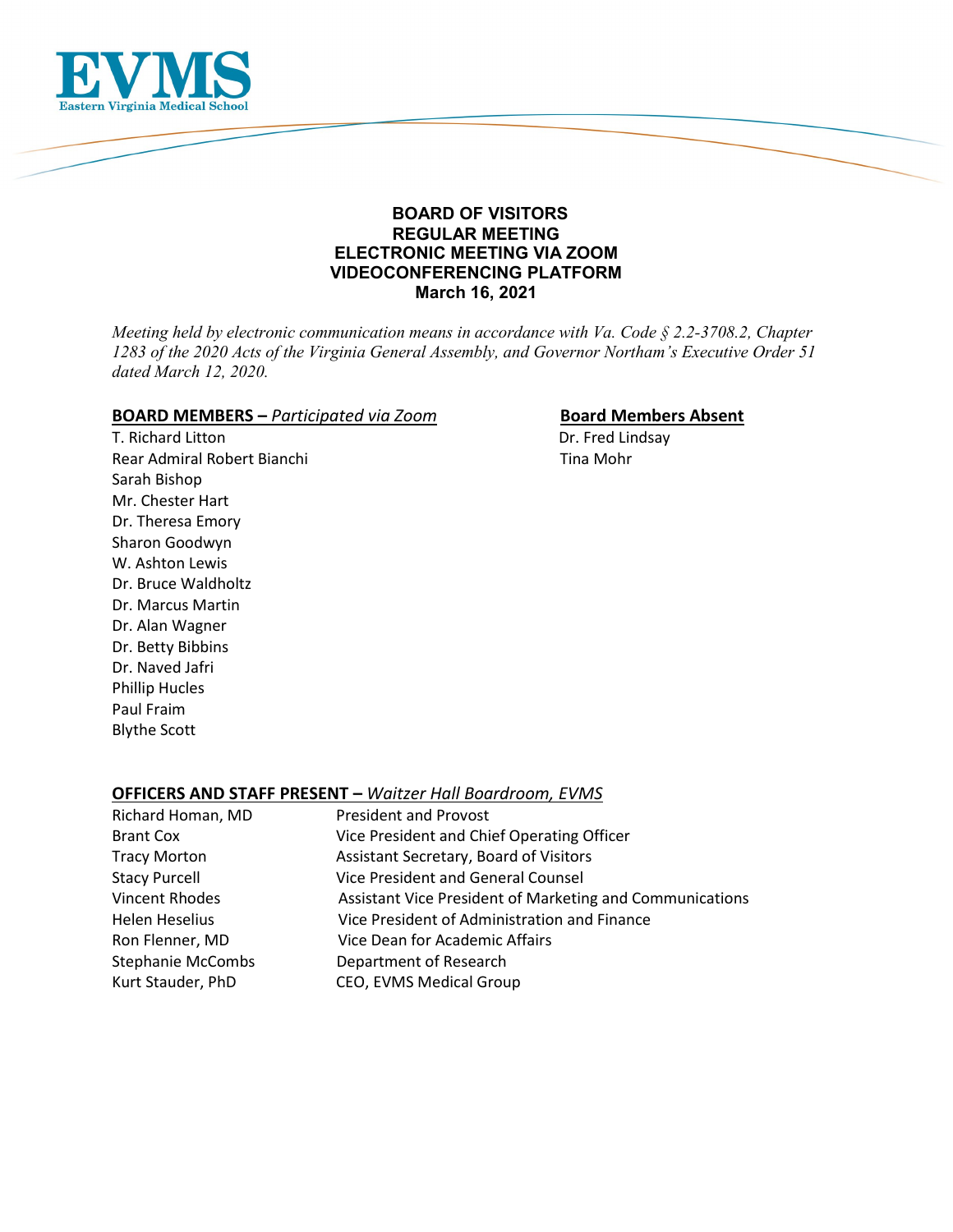EVMS
Eastern Virginia Medical School

# BOARD OF VISITORS
# REGULAR MEETING
# ELECTRONIC MEETING VIA ZOOM
# VIDEOCONFERENCING PLATFORM
# March 16, 2021

*Meeting held by electronic communication means in accordance with Va. Code § 2.2-3708.2, Chapter 1283 of the 2020 Acts of the Virginia General Assembly, and Governor Northam's Executive Order 51 dated March 12, 2020.*

**BOARD MEMBERS –** ***Participated via Zoom***

T. Richard Litton
Rear Admiral Robert Bianchi
Sarah Bishop
Mr. Chester Hart
Dr. Theresa Emory
Sharon Goodwyn
W. Ashton Lewis
Dr. Bruce Waldholtz
Dr. Marcus Martin
Dr. Alan Wagner
Dr. Betty Bibbins
Dr. Naved Jafri
Phillip Hucles
Paul Fraim
Blythe Scott

**Board Members Absent**

Dr. Fred Lindsay
Tina Mohr

**OFFICERS AND STAFF PRESENT –** ***Waitzer Hall Boardroom, EVMS***

| | |
|---|---|
| Richard Homan, MD | President and Provost |
| Brant Cox | Vice President and Chief Operating Officer |
| Tracy Morton | Assistant Secretary, Board of Visitors |
| Stacy Purcell | Vice President and General Counsel |
| Vincent Rhodes | Assistant Vice President of Marketing and Communications |
| Helen Heselius | Vice President of Administration and Finance |
| Ron Flenner, MD | Vice Dean for Academic Affairs |
| Stephanie McCombs | Department of Research |
| Kurt Stauder, PhD | CEO, EVMS Medical Group |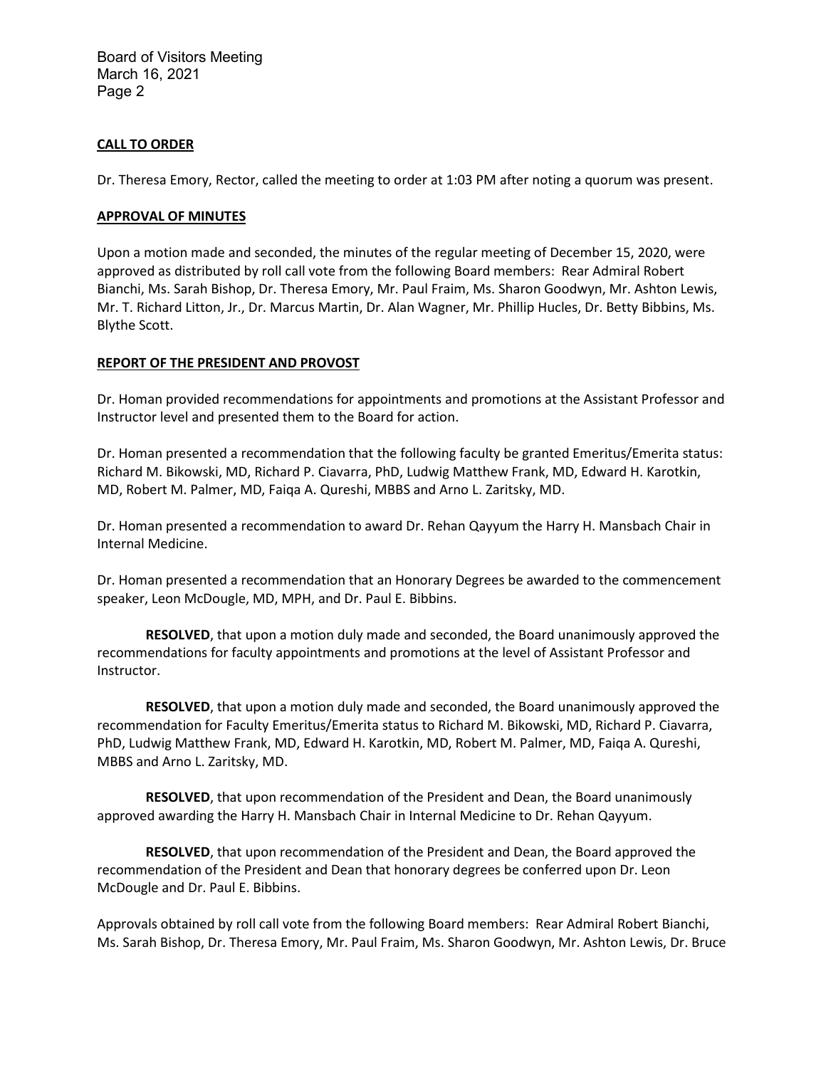**CALL TO ORDER**

Dr. Theresa Emory, Rector, called the meeting to order at 1:03 PM after noting a quorum was present.

**APPROVAL OF MINUTES**

Upon a motion made and seconded, the minutes of the regular meeting of December 15, 2020, were approved as distributed by roll call vote from the following Board members: Rear Admiral Robert Bianchi, Ms. Sarah Bishop, Dr. Theresa Emory, Mr. Paul Fraim, Ms. Sharon Goodwyn, Mr. Ashton Lewis, Mr. T. Richard Litton, Jr., Dr. Marcus Martin, Dr. Alan Wagner, Mr. Phillip Hucles, Dr. Betty Bibbins, Ms. Blythe Scott.

**REPORT OF THE PRESIDENT AND PROVOST**

Dr. Homan provided recommendations for appointments and promotions at the Assistant Professor and Instructor level and presented them to the Board for action.

Dr. Homan presented a recommendation that the following faculty be granted Emeritus/Emerita status: Richard M. Bikowski, MD, Richard P. Ciavarra, PhD, Ludwig Matthew Frank, MD, Edward H. Karotkin, MD, Robert M. Palmer, MD, Faiqa A. Qureshi, MBBS and Arno L. Zaritsky, MD.

Dr. Homan presented a recommendation to award Dr. Rehan Qayyum the Harry H. Mansbach Chair in Internal Medicine.

Dr. Homan presented a recommendation that an Honorary Degrees be awarded to the commencement speaker, Leon McDougle, MD, MPH, and Dr. Paul E. Bibbins.

**RESOLVED**, that upon a motion duly made and seconded, the Board unanimously approved the recommendations for faculty appointments and promotions at the level of Assistant Professor and Instructor.

**RESOLVED**, that upon a motion duly made and seconded, the Board unanimously approved the recommendation for Faculty Emeritus/Emerita status to Richard M. Bikowski, MD, Richard P. Ciavarra, PhD, Ludwig Matthew Frank, MD, Edward H. Karotkin, MD, Robert M. Palmer, MD, Faiqa A. Qureshi, MBBS and Arno L. Zaritsky, MD.

**RESOLVED**, that upon recommendation of the President and Dean, the Board unanimously approved awarding the Harry H. Mansbach Chair in Internal Medicine to Dr. Rehan Qayyum.

**RESOLVED**, that upon recommendation of the President and Dean, the Board approved the recommendation of the President and Dean that honorary degrees be conferred upon Dr. Leon McDougle and Dr. Paul E. Bibbins.

Approvals obtained by roll call vote from the following Board members: Rear Admiral Robert Bianchi, Ms. Sarah Bishop, Dr. Theresa Emory, Mr. Paul Fraim, Ms. Sharon Goodwyn, Mr. Ashton Lewis, Dr. Bruce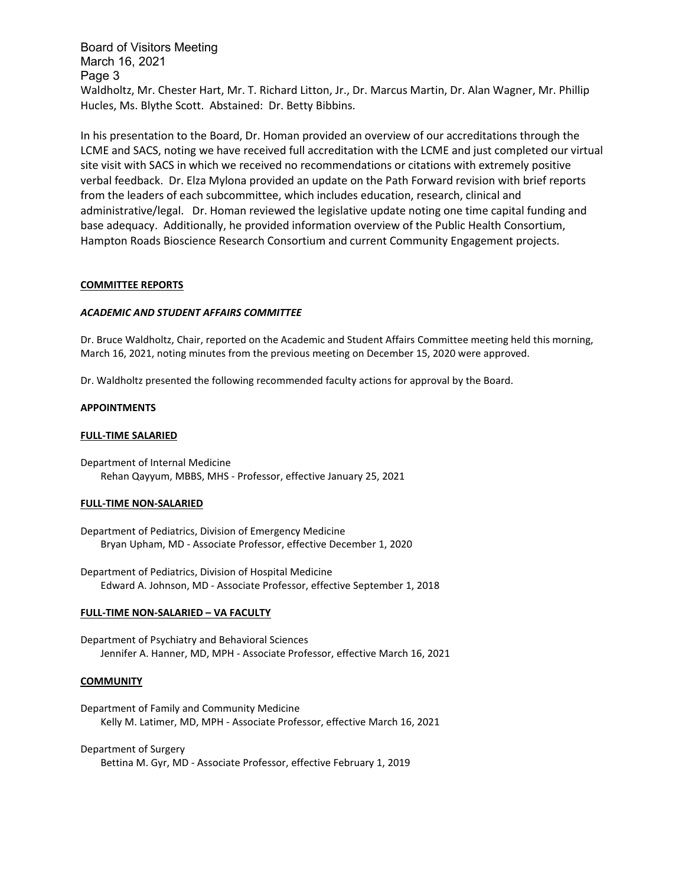Waldholtz, Mr. Chester Hart, Mr. T. Richard Litton, Jr., Dr. Marcus Martin, Dr. Alan Wagner, Mr. Phillip Hucles, Ms. Blythe Scott. Abstained: Dr. Betty Bibbins.

In his presentation to the Board, Dr. Homan provided an overview of our accreditations through the LCME and SACS, noting we have received full accreditation with the LCME and just completed our virtual site visit with SACS in which we received no recommendations or citations with extremely positive verbal feedback. Dr. Elza Mylona provided an update on the Path Forward revision with brief reports from the leaders of each subcommittee, which includes education, research, clinical and administrative/legal. Dr. Homan reviewed the legislative update noting one time capital funding and base adequacy. Additionally, he provided information overview of the Public Health Consortium, Hampton Roads Bioscience Research Consortium and current Community Engagement projects.

**COMMITTEE REPORTS**

***ACADEMIC AND STUDENT AFFAIRS COMMITTEE***

Dr. Bruce Waldholtz, Chair, reported on the Academic and Student Affairs Committee meeting held this morning, March 16, 2021, noting minutes from the previous meeting on December 15, 2020 were approved.

Dr. Waldholtz presented the following recommended faculty actions for approval by the Board.

**APPOINTMENTS**

**FULL-TIME SALARIED**

Department of Internal Medicine
    Rehan Qayyum, MBBS, MHS - Professor, effective January 25, 2021

**FULL-TIME NON-SALARIED**

Department of Pediatrics, Division of Emergency Medicine
    Bryan Upham, MD - Associate Professor, effective December 1, 2020

Department of Pediatrics, Division of Hospital Medicine
    Edward A. Johnson, MD - Associate Professor, effective September 1, 2018

**FULL-TIME NON-SALARIED – VA FACULTY**

Department of Psychiatry and Behavioral Sciences
    Jennifer A. Hanner, MD, MPH - Associate Professor, effective March 16, 2021

**COMMUNITY**

Department of Family and Community Medicine
    Kelly M. Latimer, MD, MPH - Associate Professor, effective March 16, 2021

Department of Surgery
    Bettina M. Gyr, MD - Associate Professor, effective February 1, 2019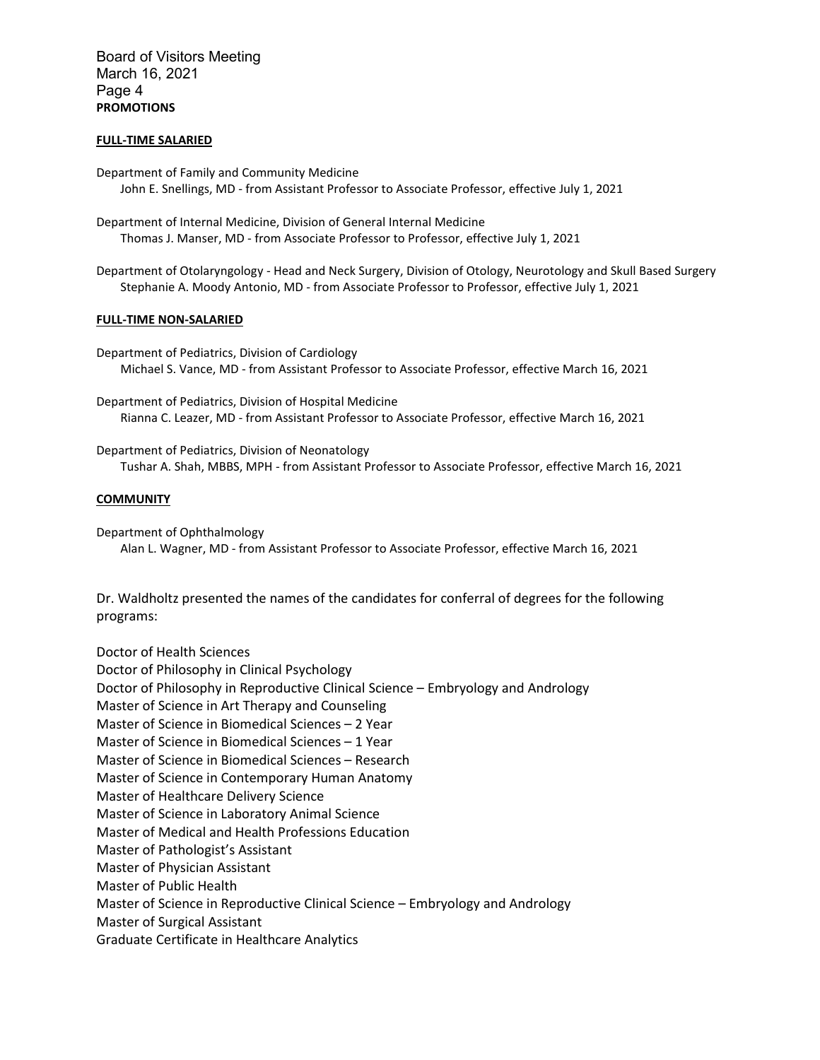**PROMOTIONS**

**FULL-TIME SALARIED**

Department of Family and Community Medicine
John E. Snellings, MD - from Assistant Professor to Associate Professor, effective July 1, 2021

Department of Internal Medicine, Division of General Internal Medicine
Thomas J. Manser, MD - from Associate Professor to Professor, effective July 1, 2021

Department of Otolaryngology - Head and Neck Surgery, Division of Otology, Neurotology and Skull Based Surgery
Stephanie A. Moody Antonio, MD - from Associate Professor to Professor, effective July 1, 2021

**FULL-TIME NON-SALARIED**

Department of Pediatrics, Division of Cardiology
Michael S. Vance, MD - from Assistant Professor to Associate Professor, effective March 16, 2021

Department of Pediatrics, Division of Hospital Medicine
Rianna C. Leazer, MD - from Assistant Professor to Associate Professor, effective March 16, 2021

Department of Pediatrics, Division of Neonatology
Tushar A. Shah, MBBS, MPH - from Assistant Professor to Associate Professor, effective March 16, 2021

**COMMUNITY**

Department of Ophthalmology
Alan L. Wagner, MD - from Assistant Professor to Associate Professor, effective March 16, 2021

Dr. Waldholtz presented the names of the candidates for conferral of degrees for the following programs:

Doctor of Health Sciences
Doctor of Philosophy in Clinical Psychology
Doctor of Philosophy in Reproductive Clinical Science – Embryology and Andrology
Master of Science in Art Therapy and Counseling
Master of Science in Biomedical Sciences – 2 Year
Master of Science in Biomedical Sciences – 1 Year
Master of Science in Biomedical Sciences – Research
Master of Science in Contemporary Human Anatomy
Master of Healthcare Delivery Science
Master of Science in Laboratory Animal Science
Master of Medical and Health Professions Education
Master of Pathologist's Assistant
Master of Physician Assistant
Master of Public Health
Master of Science in Reproductive Clinical Science – Embryology and Andrology
Master of Surgical Assistant
Graduate Certificate in Healthcare Analytics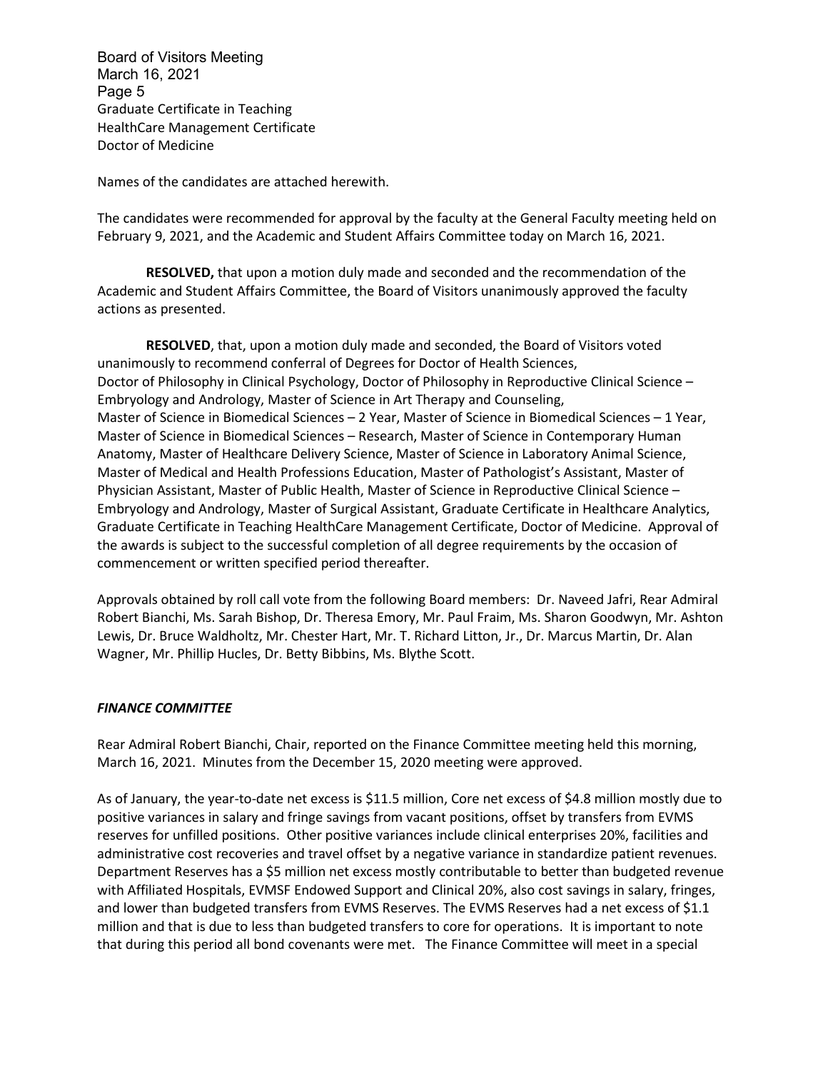Graduate Certificate in Teaching
HealthCare Management Certificate
Doctor of Medicine

Names of the candidates are attached herewith.

The candidates were recommended for approval by the faculty at the General Faculty meeting held on February 9, 2021, and the Academic and Student Affairs Committee today on March 16, 2021.

**RESOLVED,** that upon a motion duly made and seconded and the recommendation of the Academic and Student Affairs Committee, the Board of Visitors unanimously approved the faculty actions as presented.

**RESOLVED**, that, upon a motion duly made and seconded, the Board of Visitors voted unanimously to recommend conferral of Degrees for Doctor of Health Sciences, Doctor of Philosophy in Clinical Psychology, Doctor of Philosophy in Reproductive Clinical Science – Embryology and Andrology, Master of Science in Art Therapy and Counseling, Master of Science in Biomedical Sciences – 2 Year, Master of Science in Biomedical Sciences – 1 Year, Master of Science in Biomedical Sciences – Research, Master of Science in Contemporary Human Anatomy, Master of Healthcare Delivery Science, Master of Science in Laboratory Animal Science, Master of Medical and Health Professions Education, Master of Pathologist's Assistant, Master of Physician Assistant, Master of Public Health, Master of Science in Reproductive Clinical Science – Embryology and Andrology, Master of Surgical Assistant, Graduate Certificate in Healthcare Analytics, Graduate Certificate in Teaching HealthCare Management Certificate, Doctor of Medicine. Approval of the awards is subject to the successful completion of all degree requirements by the occasion of commencement or written specified period thereafter.

Approvals obtained by roll call vote from the following Board members: Dr. Naveed Jafri, Rear Admiral Robert Bianchi, Ms. Sarah Bishop, Dr. Theresa Emory, Mr. Paul Fraim, Ms. Sharon Goodwyn, Mr. Ashton Lewis, Dr. Bruce Waldholtz, Mr. Chester Hart, Mr. T. Richard Litton, Jr., Dr. Marcus Martin, Dr. Alan Wagner, Mr. Phillip Hucles, Dr. Betty Bibbins, Ms. Blythe Scott.

***FINANCE COMMITTEE***

Rear Admiral Robert Bianchi, Chair, reported on the Finance Committee meeting held this morning, March 16, 2021. Minutes from the December 15, 2020 meeting were approved.

As of January, the year-to-date net excess is $11.5 million, Core net excess of $4.8 million mostly due to positive variances in salary and fringe savings from vacant positions, offset by transfers from EVMS reserves for unfilled positions. Other positive variances include clinical enterprises 20%, facilities and administrative cost recoveries and travel offset by a negative variance in standardize patient revenues. Department Reserves has a $5 million net excess mostly contributable to better than budgeted revenue with Affiliated Hospitals, EVMSF Endowed Support and Clinical 20%, also cost savings in salary, fringes, and lower than budgeted transfers from EVMS Reserves. The EVMS Reserves had a net excess of $1.1 million and that is due to less than budgeted transfers to core for operations. It is important to note that during this period all bond covenants were met. The Finance Committee will meet in a special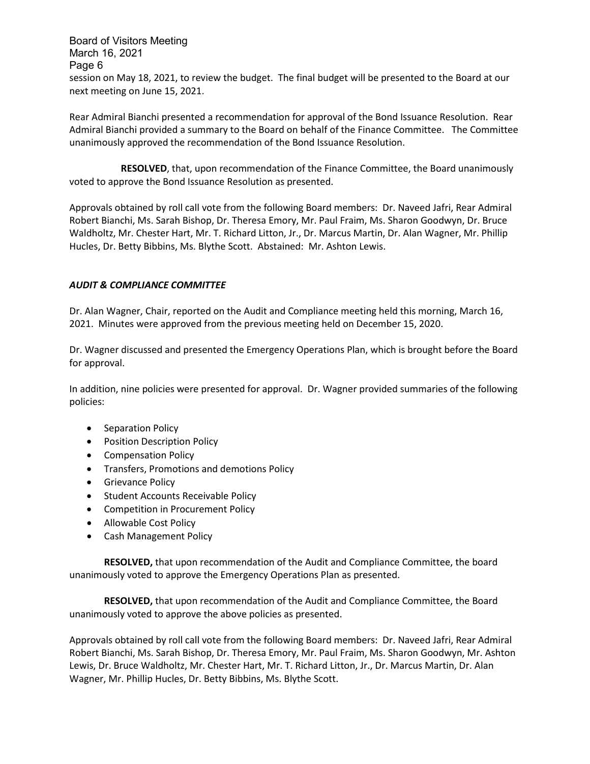session on May 18, 2021, to review the budget. The final budget will be presented to the Board at our next meeting on June 15, 2021.

Rear Admiral Bianchi presented a recommendation for approval of the Bond Issuance Resolution. Rear Admiral Bianchi provided a summary to the Board on behalf of the Finance Committee. The Committee unanimously approved the recommendation of the Bond Issuance Resolution.

**RESOLVED**, that, upon recommendation of the Finance Committee, the Board unanimously voted to approve the Bond Issuance Resolution as presented.

Approvals obtained by roll call vote from the following Board members: Dr. Naveed Jafri, Rear Admiral Robert Bianchi, Ms. Sarah Bishop, Dr. Theresa Emory, Mr. Paul Fraim, Ms. Sharon Goodwyn, Dr. Bruce Waldholtz, Mr. Chester Hart, Mr. T. Richard Litton, Jr., Dr. Marcus Martin, Dr. Alan Wagner, Mr. Phillip Hucles, Dr. Betty Bibbins, Ms. Blythe Scott. Abstained: Mr. Ashton Lewis.

***AUDIT & COMPLIANCE COMMITTEE***

Dr. Alan Wagner, Chair, reported on the Audit and Compliance meeting held this morning, March 16, 2021. Minutes were approved from the previous meeting held on December 15, 2020.

Dr. Wagner discussed and presented the Emergency Operations Plan, which is brought before the Board for approval.

In addition, nine policies were presented for approval. Dr. Wagner provided summaries of the following policies:

- Separation Policy
- Position Description Policy
- Compensation Policy
- Transfers, Promotions and demotions Policy
- Grievance Policy
- Student Accounts Receivable Policy
- Competition in Procurement Policy
- Allowable Cost Policy
- Cash Management Policy

**RESOLVED,** that upon recommendation of the Audit and Compliance Committee, the board unanimously voted to approve the Emergency Operations Plan as presented.

**RESOLVED,** that upon recommendation of the Audit and Compliance Committee, the Board unanimously voted to approve the above policies as presented.

Approvals obtained by roll call vote from the following Board members: Dr. Naveed Jafri, Rear Admiral Robert Bianchi, Ms. Sarah Bishop, Dr. Theresa Emory, Mr. Paul Fraim, Ms. Sharon Goodwyn, Mr. Ashton Lewis, Dr. Bruce Waldholtz, Mr. Chester Hart, Mr. T. Richard Litton, Jr., Dr. Marcus Martin, Dr. Alan Wagner, Mr. Phillip Hucles, Dr. Betty Bibbins, Ms. Blythe Scott.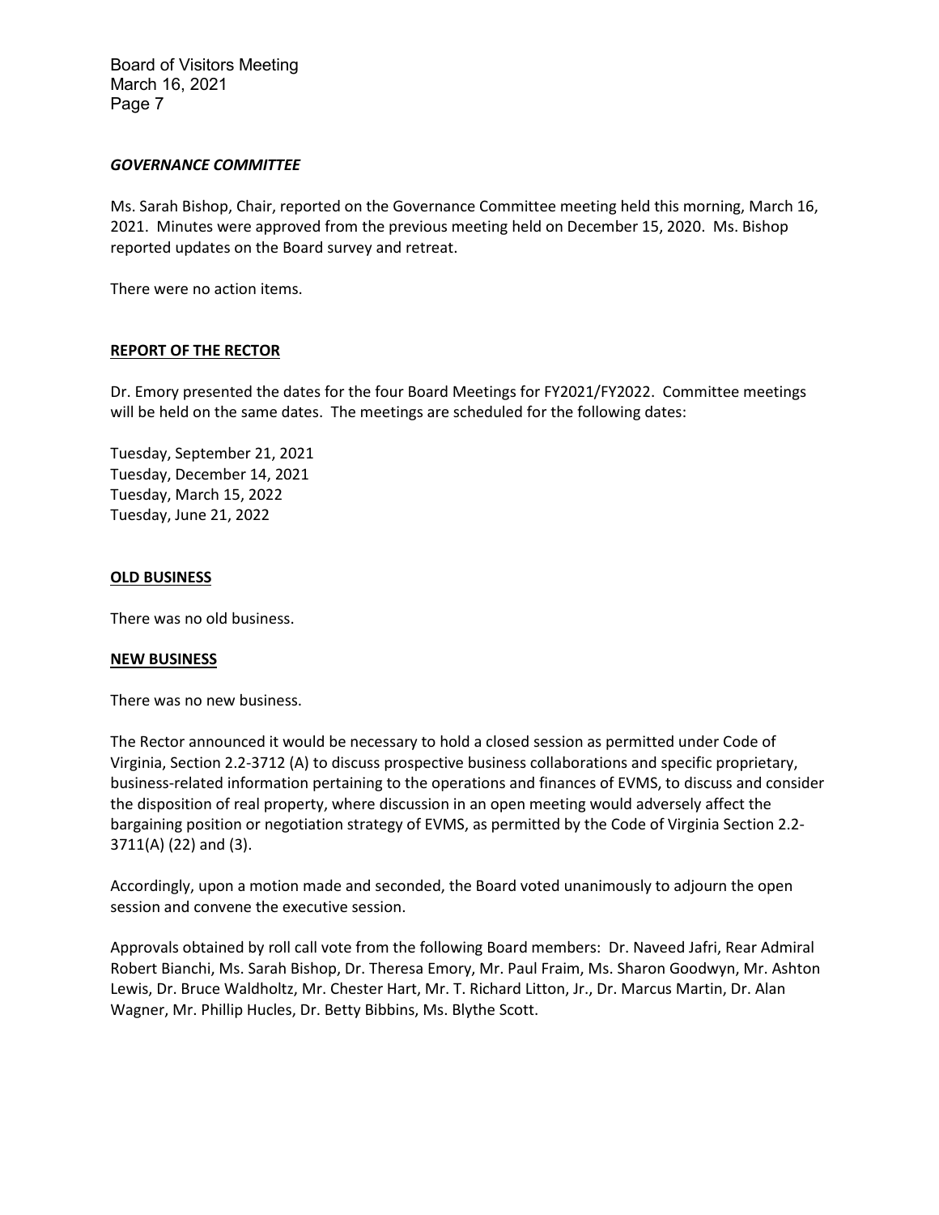***GOVERNANCE COMMITTEE***

Ms. Sarah Bishop, Chair, reported on the Governance Committee meeting held this morning, March 16, 2021. Minutes were approved from the previous meeting held on December 15, 2020. Ms. Bishop reported updates on the Board survey and retreat.

There were no action items.

**REPORT OF THE RECTOR**

Dr. Emory presented the dates for the four Board Meetings for FY2021/FY2022. Committee meetings will be held on the same dates. The meetings are scheduled for the following dates:

Tuesday, September 21, 2021
Tuesday, December 14, 2021
Tuesday, March 15, 2022
Tuesday, June 21, 2022

**OLD BUSINESS**

There was no old business.

**NEW BUSINESS**

There was no new business.

The Rector announced it would be necessary to hold a closed session as permitted under Code of Virginia, Section 2.2-3712 (A) to discuss prospective business collaborations and specific proprietary, business-related information pertaining to the operations and finances of EVMS, to discuss and consider the disposition of real property, where discussion in an open meeting would adversely affect the bargaining position or negotiation strategy of EVMS, as permitted by the Code of Virginia Section 2.2-3711(A) (22) and (3).

Accordingly, upon a motion made and seconded, the Board voted unanimously to adjourn the open session and convene the executive session.

Approvals obtained by roll call vote from the following Board members: Dr. Naveed Jafri, Rear Admiral Robert Bianchi, Ms. Sarah Bishop, Dr. Theresa Emory, Mr. Paul Fraim, Ms. Sharon Goodwyn, Mr. Ashton Lewis, Dr. Bruce Waldholtz, Mr. Chester Hart, Mr. T. Richard Litton, Jr., Dr. Marcus Martin, Dr. Alan Wagner, Mr. Phillip Hucles, Dr. Betty Bibbins, Ms. Blythe Scott.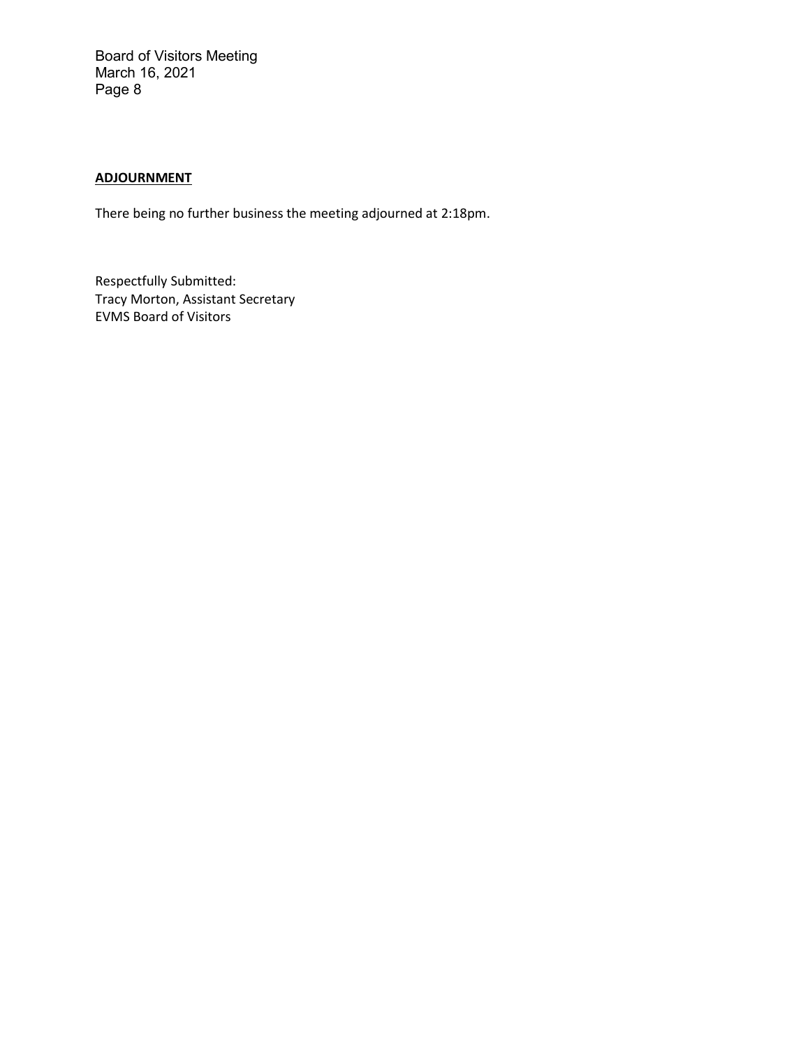**ADJOURNMENT**

There being no further business the meeting adjourned at 2:18pm.

Respectfully Submitted:
Tracy Morton, Assistant Secretary
EVMS Board of Visitors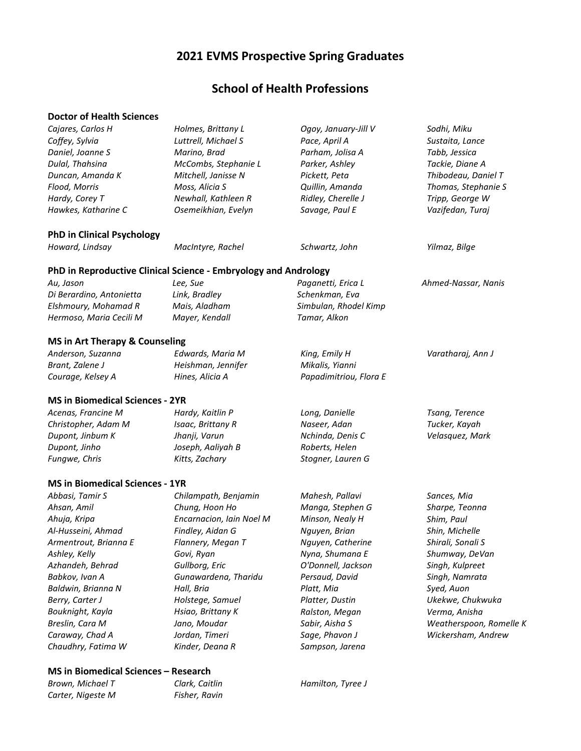# 2021 EVMS Prospective Spring Graduates

## School of Health Professions

### Doctor of Health Sciences

*Cajares, Carlos H*
*Coffey, Sylvia*
*Daniel, Joanne S*
*Dulal, Thahsina*
*Duncan, Amanda K*
*Flood, Morris*
*Hardy, Corey T*
*Hawkes, Katharine C*
*Holmes, Brittany L*
*Luttrell, Michael S*
*Marino, Brad*
*McCombs, Stephanie L*
*Mitchell, Janisse N*
*Moss, Alicia S*
*Newhall, Kathleen R*
*Osemeikhian, Evelyn*
*Ogoy, January-Jill V*
*Pace, April A*
*Parham, Jolisa A*
*Parker, Ashley*
*Pickett, Peta*
*Quillin, Amanda*
*Ridley, Cherelle J*
*Savage, Paul E*
*Sodhi, Miku*
*Sustaita, Lance*
*Tabb, Jessica*
*Tackie, Diane A*
*Thibodeau, Daniel T*
*Thomas, Stephanie S*
*Tripp, George W*
*Vazifedan, Turaj*

### PhD in Clinical Psychology

*Howard, Lindsay*
*MacIntyre, Rachel*
*Schwartz, John*
*Yilmaz, Bilge*

### PhD in Reproductive Clinical Science - Embryology and Andrology

*Au, Jason*
*Di Berardino, Antonietta*
*Elshmoury, Mohamad R*
*Hermoso, Maria Cecili M*
*Lee, Sue*
*Link, Bradley*
*Mais, Aladham*
*Mayer, Kendall*
*Paganetti, Erica L*
*Schenkman, Eva*
*Simbulan, Rhodel Kimp*
*Tamar, Alkon*
*Ahmed-Nassar, Nanis*

### MS in Art Therapy & Counseling

*Anderson, Suzanna*
*Brant, Zalene J*
*Courage, Kelsey A*
*Edwards, Maria M*
*Heishman, Jennifer*
*Hines, Alicia A*
*King, Emily H*
*Mikalis, Yianni*
*Papadimitriou, Flora E*
*Varatharaj, Ann J*

### MS in Biomedical Sciences - 2YR

*Acenas, Francine M*
*Christopher, Adam M*
*Dupont, Jinbum K*
*Dupont, Jinho*
*Fungwe, Chris*
*Hardy, Kaitlin P*
*Isaac, Brittany R*
*Jhanji, Varun*
*Joseph, Aaliyah B*
*Kitts, Zachary*
*Long, Danielle*
*Naseer, Adan*
*Nchinda, Denis C*
*Roberts, Helen*
*Stogner, Lauren G*
*Tsang, Terence*
*Tucker, Kayah*
*Velasquez, Mark*

### MS in Biomedical Sciences - 1YR

*Abbasi, Tamir S*
*Ahsan, Amil*
*Ahuja, Kripa*
*Al-Husseini, Ahmad*
*Armentrout, Brianna E*
*Ashley, Kelly*
*Azhandeh, Behrad*
*Babkov, Ivan A*
*Baldwin, Brianna N*
*Berry, Carter J*
*Bouknight, Kayla*
*Breslin, Cara M*
*Caraway, Chad A*
*Chaudhry, Fatima W*
*Chilampath, Benjamin*
*Chung, Hoon Ho*
*Encarnacion, Iain Noel M*
*Findley, Aidan G*
*Flannery, Megan T*
*Govi, Ryan*
*Gullborg, Eric*
*Gunawardena, Tharidu*
*Hall, Bria*
*Holstege, Samuel*
*Hsiao, Brittany K*
*Jano, Moudar*
*Jordan, Timeri*
*Kinder, Deana R*
*Mahesh, Pallavi*
*Manga, Stephen G*
*Minson, Nealy H*
*Nguyen, Brian*
*Nguyen, Catherine*
*Nyna, Shumana E*
*O'Donnell, Jackson*
*Persaud, David*
*Platt, Mia*
*Platter, Dustin*
*Ralston, Megan*
*Sabir, Aisha S*
*Sage, Phavon J*
*Sampson, Jarena*
*Sances, Mia*
*Sharpe, Teonna*
*Shim, Paul*
*Shin, Michelle*
*Shirali, Sonali S*
*Shumway, DeVan*
*Singh, Kulpreet*
*Singh, Namrata*
*Syed, Auon*
*Ukekwe, Chukwuka*
*Verma, Anisha*
*Weatherspoon, Romelle K*
*Wickersham, Andrew*

### MS in Biomedical Sciences – Research

*Brown, Michael T*
*Carter, Nigeste M*
*Clark, Caitlin*
*Fisher, Ravin*
*Hamilton, Tyree J*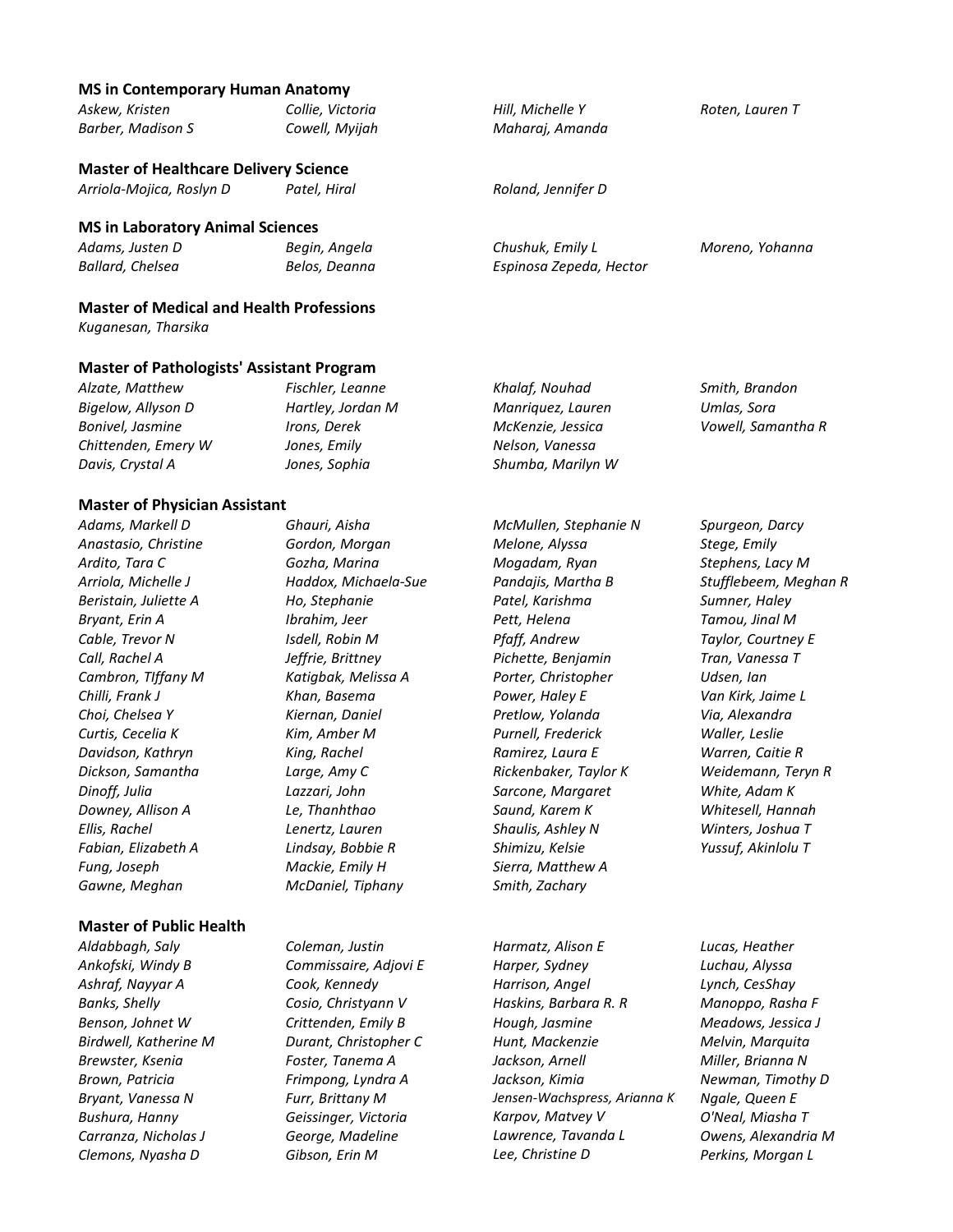**MS in Contemporary Human Anatomy**

*Askew, Kristen*
*Barber, Madison S*
*Collie, Victoria*
*Cowell, Myijah*
*Hill, Michelle Y*
*Maharaj, Amanda*
*Roten, Lauren T*

**Master of Healthcare Delivery Science**

*Arriola-Mojica, Roslyn D*
*Patel, Hiral*
*Roland, Jennifer D*

**MS in Laboratory Animal Sciences**

*Adams, Justen D*
*Ballard, Chelsea*
*Begin, Angela*
*Belos, Deanna*
*Chushuk, Emily L*
*Espinosa Zepeda, Hector*
*Moreno, Yohanna*

**Master of Medical and Health Professions**

*Kuganesan, Tharsika*

**Master of Pathologists' Assistant Program**

*Alzate, Matthew*
*Bigelow, Allyson D*
*Bonivel, Jasmine*
*Chittenden, Emery W*
*Davis, Crystal A*
*Fischler, Leanne*
*Hartley, Jordan M*
*Irons, Derek*
*Jones, Emily*
*Jones, Sophia*
*Khalaf, Nouhad*
*Manriquez, Lauren*
*McKenzie, Jessica*
*Nelson, Vanessa*
*Shumba, Marilyn W*
*Smith, Brandon*
*Umlas, Sora*
*Vowell, Samantha R*

**Master of Physician Assistant**

*Adams, Markell D*
*Anastasio, Christine*
*Ardito, Tara C*
*Arriola, Michelle J*
*Beristain, Juliette A*
*Bryant, Erin A*
*Cable, Trevor N*
*Call, Rachel A*
*Cambron, TIffany M*
*Chilli, Frank J*
*Choi, Chelsea Y*
*Curtis, Cecelia K*
*Davidson, Kathryn*
*Dickson, Samantha*
*Dinoff, Julia*
*Downey, Allison A*
*Ellis, Rachel*
*Fabian, Elizabeth A*
*Fung, Joseph*
*Gawne, Meghan*
*Ghauri, Aisha*
*Gordon, Morgan*
*Gozha, Marina*
*Haddox, Michaela-Sue*
*Ho, Stephanie*
*Ibrahim, Jeer*
*Isdell, Robin M*
*Jeffrie, Brittney*
*Katigbak, Melissa A*
*Khan, Basema*
*Kiernan, Daniel*
*Kim, Amber M*
*King, Rachel*
*Large, Amy C*
*Lazzari, John*
*Le, Thanhthao*
*Lenertz, Lauren*
*Lindsay, Bobbie R*
*Mackie, Emily H*
*McDaniel, Tiphany*
*McMullen, Stephanie N*
*Melone, Alyssa*
*Mogadam, Ryan*
*Pandajis, Martha B*
*Patel, Karishma*
*Pett, Helena*
*Pfaff, Andrew*
*Pichette, Benjamin*
*Porter, Christopher*
*Power, Haley E*
*Pretlow, Yolanda*
*Purnell, Frederick*
*Ramirez, Laura E*
*Rickenbaker, Taylor K*
*Sarcone, Margaret*
*Saund, Karem K*
*Shaulis, Ashley N*
*Shimizu, Kelsie*
*Sierra, Matthew A*
*Smith, Zachary*
*Spurgeon, Darcy*
*Stege, Emily*
*Stephens, Lacy M*
*Stufflebeem, Meghan R*
*Sumner, Haley*
*Tamou, Jinal M*
*Taylor, Courtney E*
*Tran, Vanessa T*
*Udsen, Ian*
*Van Kirk, Jaime L*
*Via, Alexandra*
*Waller, Leslie*
*Warren, Caitie R*
*Weidemann, Teryn R*
*White, Adam K*
*Whitesell, Hannah*
*Winters, Joshua T*
*Yussuf, Akinlolu T*

**Master of Public Health**

*Aldabbagh, Saly*
*Ankofski, Windy B*
*Ashraf, Nayyar A*
*Banks, Shelly*
*Benson, Johnet W*
*Birdwell, Katherine M*
*Brewster, Ksenia*
*Brown, Patricia*
*Bryant, Vanessa N*
*Bushura, Hanny*
*Carranza, Nicholas J*
*Clemons, Nyasha D*
*Coleman, Justin*
*Commissaire, Adjovi E*
*Cook, Kennedy*
*Cosio, Christyann V*
*Crittenden, Emily B*
*Durant, Christopher C*
*Foster, Tanema A*
*Frimpong, Lyndra A*
*Furr, Brittany M*
*Geissinger, Victoria*
*George, Madeline*
*Gibson, Erin M*
*Harmatz, Alison E*
*Harper, Sydney*
*Harrison, Angel*
*Haskins, Barbara R. R*
*Hough, Jasmine*
*Hunt, Mackenzie*
*Jackson, Arnell*
*Jackson, Kimia*
*Jensen-Wachspress, Arianna K*
*Karpov, Matvey V*
*Lawrence, Tavanda L*
*Lee, Christine D*
*Lucas, Heather*
*Luchau, Alyssa*
*Lynch, CesShay*
*Manoppo, Rasha F*
*Meadows, Jessica J*
*Melvin, Marquita*
*Miller, Brianna N*
*Newman, Timothy D*
*Ngale, Queen E*
*O'Neal, Miasha T*
*Owens, Alexandria M*
*Perkins, Morgan L*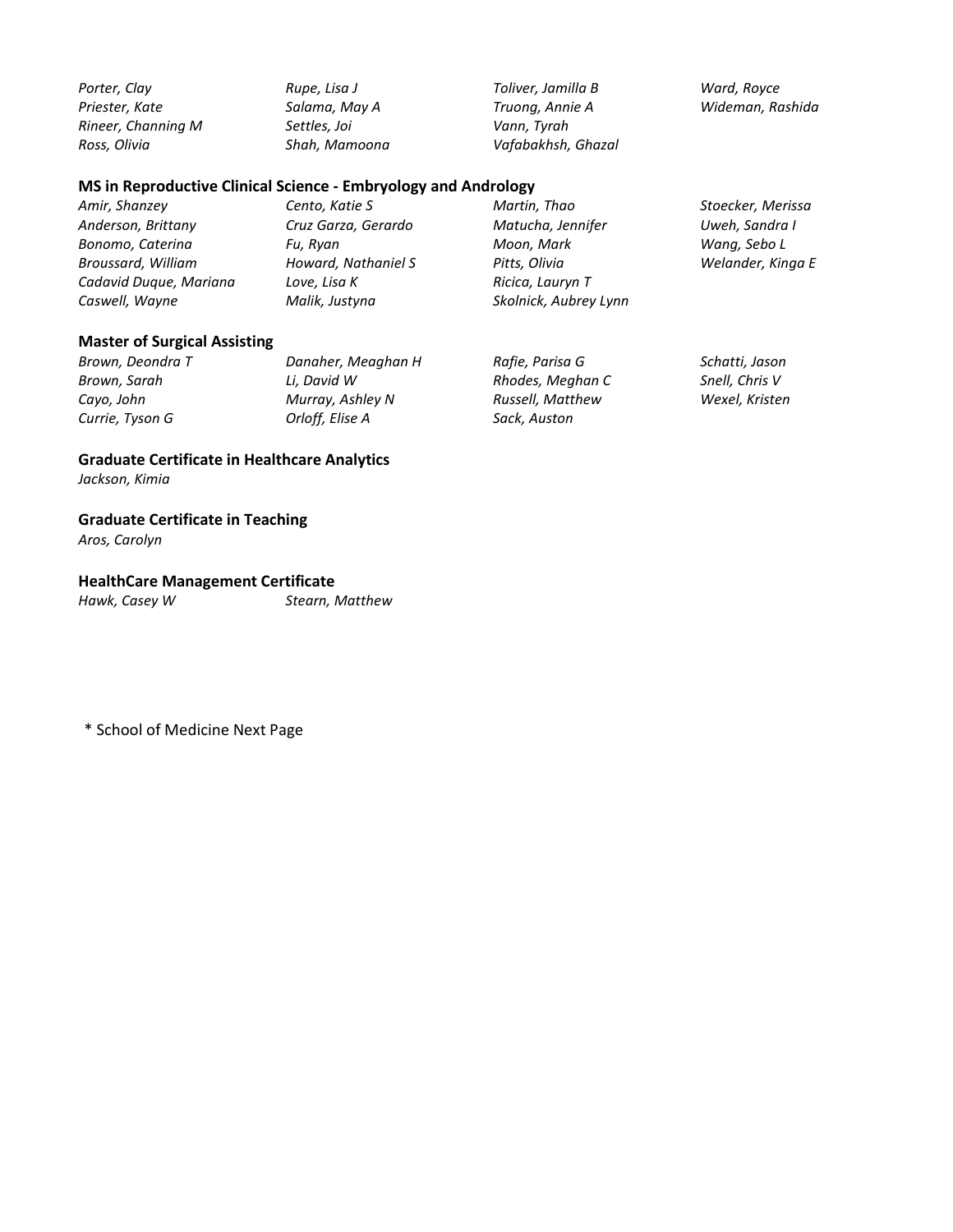*Porter, Clay*
*Priester, Kate*
*Rineer, Channing M*
*Ross, Olivia*
*Rupe, Lisa J*
*Salama, May A*
*Settles, Joi*
*Shah, Mamoona*
*Toliver, Jamilla B*
*Truong, Annie A*
*Vann, Tyrah*
*Vafabakhsh, Ghazal*
*Ward, Royce*
*Wideman, Rashida*

### MS in Reproductive Clinical Science - Embryology and Andrology

*Amir, Shanzey*
*Anderson, Brittany*
*Bonomo, Caterina*
*Broussard, William*
*Cadavid Duque, Mariana*
*Caswell, Wayne*
*Cento, Katie S*
*Cruz Garza, Gerardo*
*Fu, Ryan*
*Howard, Nathaniel S*
*Love, Lisa K*
*Malik, Justyna*
*Martin, Thao*
*Matucha, Jennifer*
*Moon, Mark*
*Pitts, Olivia*
*Ricica, Lauryn T*
*Skolnick, Aubrey Lynn*
*Stoecker, Merissa*
*Uweh, Sandra I*
*Wang, Sebo L*
*Welander, Kinga E*

### Master of Surgical Assisting

*Brown, Deondra T*
*Brown, Sarah*
*Cayo, John*
*Currie, Tyson G*
*Danaher, Meaghan H*
*Li, David W*
*Murray, Ashley N*
*Orloff, Elise A*
*Rafie, Parisa G*
*Rhodes, Meghan C*
*Russell, Matthew*
*Sack, Auston*
*Schatti, Jason*
*Snell, Chris V*
*Wexel, Kristen*

### Graduate Certificate in Healthcare Analytics

*Jackson, Kimia*

### Graduate Certificate in Teaching

*Aros, Carolyn*

### HealthCare Management Certificate

*Hawk, Casey W*
*Stearn, Matthew*

\* School of Medicine Next Page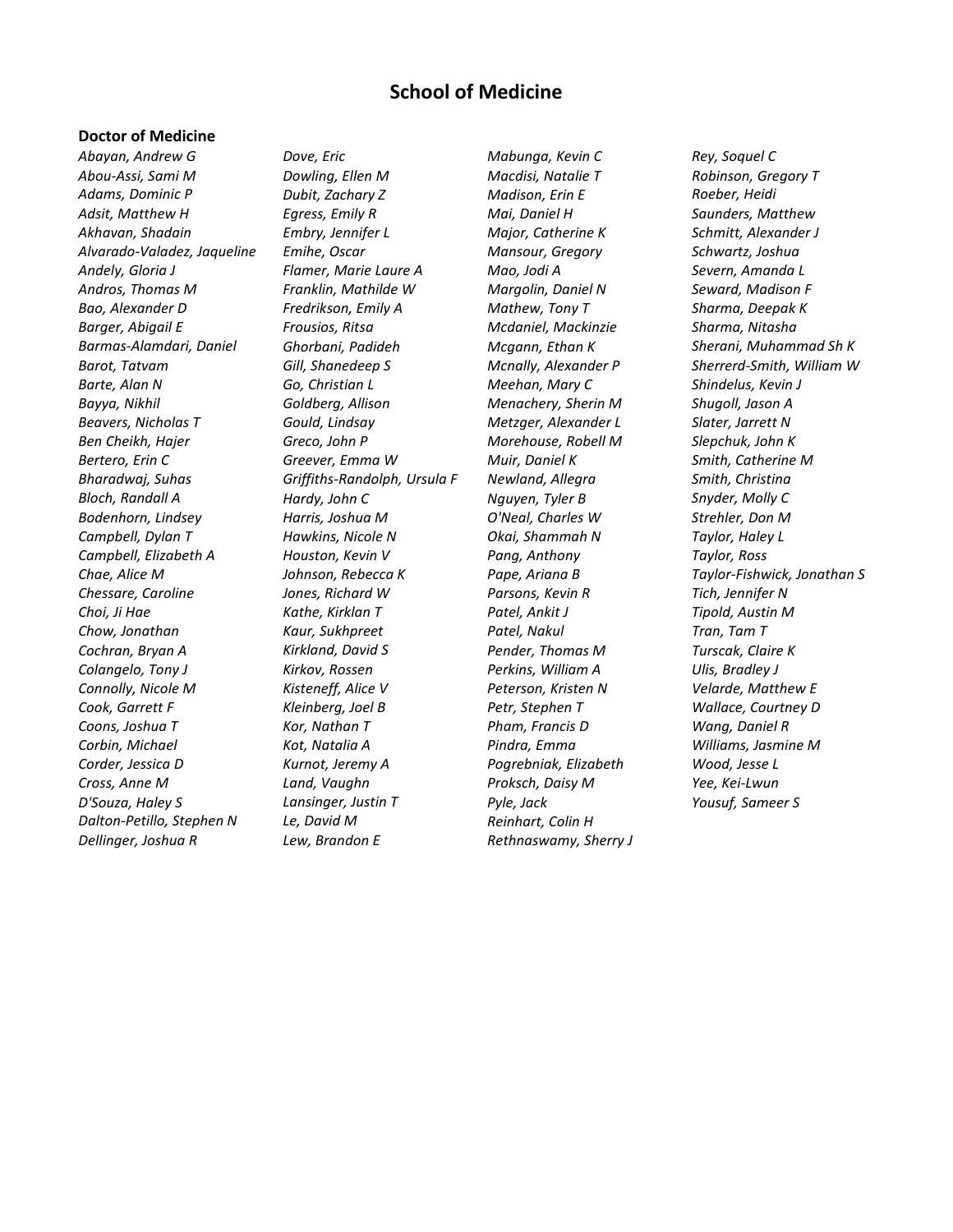# School of Medicine

## Doctor of Medicine

*Abayan, Andrew G*
*Abou-Assi, Sami M*
*Adams, Dominic P*
*Adsit, Matthew H*
*Akhavan, Shadain*
*Alvarado-Valadez, Jaqueline*
*Andely, Gloria J*
*Andros, Thomas M*
*Bao, Alexander D*
*Barger, Abigail E*
*Barmas-Alamdari, Daniel*
*Barot, Tatvam*
*Barte, Alan N*
*Bayya, Nikhil*
*Beavers, Nicholas T*
*Ben Cheikh, Hajer*
*Bertero, Erin C*
*Bharadwaj, Suhas*
*Bloch, Randall A*
*Bodenhorn, Lindsey*
*Campbell, Dylan T*
*Campbell, Elizabeth A*
*Chae, Alice M*
*Chessare, Caroline*
*Choi, Ji Hae*
*Chow, Jonathan*
*Cochran, Bryan A*
*Colangelo, Tony J*
*Connolly, Nicole M*
*Cook, Garrett F*
*Coons, Joshua T*
*Corbin, Michael*
*Corder, Jessica D*
*Cross, Anne M*
*D'Souza, Haley S*
*Dalton-Petillo, Stephen N*
*Dellinger, Joshua R*
*Dove, Eric*
*Dowling, Ellen M*
*Dubit, Zachary Z*
*Egress, Emily R*
*Embry, Jennifer L*
*Emihe, Oscar*
*Flamer, Marie Laure A*
*Franklin, Mathilde W*
*Fredrikson, Emily A*
*Frousios, Ritsa*
*Ghorbani, Padideh*
*Gill, Shanedeep S*
*Go, Christian L*
*Goldberg, Allison*
*Gould, Lindsay*
*Greco, John P*
*Greever, Emma W*
*Griffiths-Randolph, Ursula F*
*Hardy, John C*
*Harris, Joshua M*
*Hawkins, Nicole N*
*Houston, Kevin V*
*Johnson, Rebecca K*
*Jones, Richard W*
*Kathe, Kirklan T*
*Kaur, Sukhpreet*
*Kirkland, David S*
*Kirkov, Rossen*
*Kisteneff, Alice V*
*Kleinberg, Joel B*
*Kor, Nathan T*
*Kot, Natalia A*
*Kurnot, Jeremy A*
*Land, Vaughn*
*Lansinger, Justin T*
*Le, David M*
*Lew, Brandon E*
*Mabunga, Kevin C*
*Macdisi, Natalie T*
*Madison, Erin E*
*Mai, Daniel H*
*Major, Catherine K*
*Mansour, Gregory*
*Mao, Jodi A*
*Margolin, Daniel N*
*Mathew, Tony T*
*Mcdaniel, Mackinzie*
*Mcgann, Ethan K*
*Mcnally, Alexander P*
*Meehan, Mary C*
*Menachery, Sherin M*
*Metzger, Alexander L*
*Morehouse, Robell M*
*Muir, Daniel K*
*Newland, Allegra*
*Nguyen, Tyler B*
*O'Neal, Charles W*
*Okai, Shammah N*
*Pang, Anthony*
*Pape, Ariana B*
*Parsons, Kevin R*
*Patel, Ankit J*
*Patel, Nakul*
*Pender, Thomas M*
*Perkins, William A*
*Peterson, Kristen N*
*Petr, Stephen T*
*Pham, Francis D*
*Pindra, Emma*
*Pogrebniak, Elizabeth*
*Proksch, Daisy M*
*Pyle, Jack*
*Reinhart, Colin H*
*Rethnaswamy, Sherry J*
*Rey, Soquel C*
*Robinson, Gregory T*
*Roeber, Heidi*
*Saunders, Matthew*
*Schmitt, Alexander J*
*Schwartz, Joshua*
*Severn, Amanda L*
*Seward, Madison F*
*Sharma, Deepak K*
*Sharma, Nitasha*
*Sherani, Muhammad Sh K*
*Sherrerd-Smith, William W*
*Shindelus, Kevin J*
*Shugoll, Jason A*
*Slater, Jarrett N*
*Slepchuk, John K*
*Smith, Catherine M*
*Smith, Christina*
*Snyder, Molly C*
*Strehler, Don M*
*Taylor, Haley L*
*Taylor, Ross*
*Taylor-Fishwick, Jonathan S*
*Tich, Jennifer N*
*Tipold, Austin M*
*Tran, Tam T*
*Turscak, Claire K*
*Ulis, Bradley J*
*Velarde, Matthew E*
*Wallace, Courtney D*
*Wang, Daniel R*
*Williams, Jasmine M*
*Wood, Jesse L*
*Yee, Kei-Lwun*
*Yousuf, Sameer S*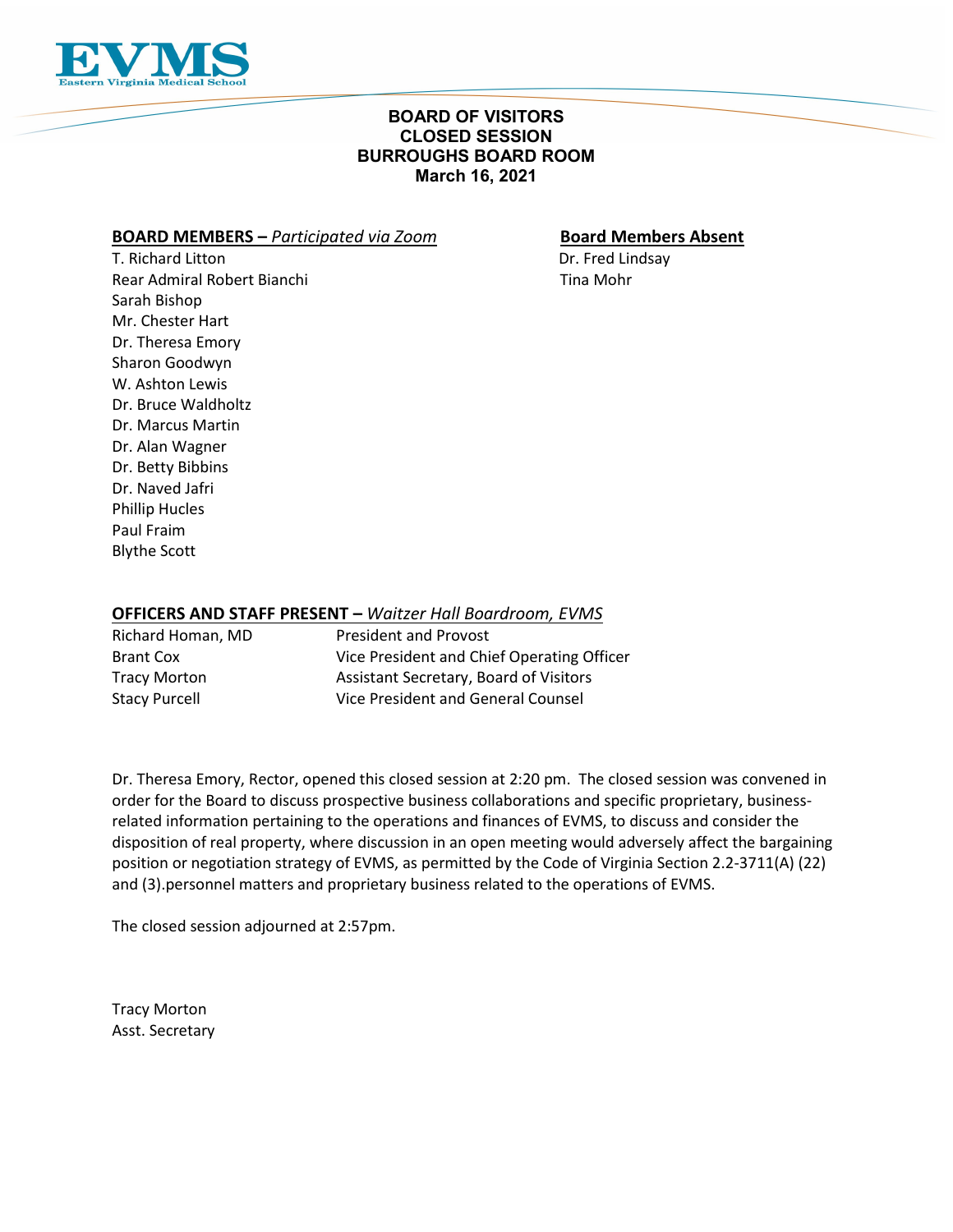# BOARD OF VISITORS
## CLOSED SESSION
## BURROUGHS BOARD ROOM
## March 16, 2021

**BOARD MEMBERS –** ***Participated via Zoom***

T. Richard Litton
Rear Admiral Robert Bianchi
Sarah Bishop
Mr. Chester Hart
Dr. Theresa Emory
Sharon Goodwyn
W. Ashton Lewis
Dr. Bruce Waldholtz
Dr. Marcus Martin
Dr. Alan Wagner
Dr. Betty Bibbins
Dr. Naved Jafri
Phillip Hucles
Paul Fraim
Blythe Scott

**Board Members Absent**

Dr. Fred Lindsay
Tina Mohr

**OFFICERS AND STAFF PRESENT –** ***Waitzer Hall Boardroom, EVMS***

| | |
|---|---|
| Richard Homan, MD | President and Provost |
| Brant Cox | Vice President and Chief Operating Officer |
| Tracy Morton | Assistant Secretary, Board of Visitors |
| Stacy Purcell | Vice President and General Counsel |

Dr. Theresa Emory, Rector, opened this closed session at 2:20 pm. The closed session was convened in order for the Board to discuss prospective business collaborations and specific proprietary, business-related information pertaining to the operations and finances of EVMS, to discuss and consider the disposition of real property, where discussion in an open meeting would adversely affect the bargaining position or negotiation strategy of EVMS, as permitted by the Code of Virginia Section 2.2-3711(A) (22) and (3).personnel matters and proprietary business related to the operations of EVMS.

The closed session adjourned at 2:57pm.

Tracy Morton
Asst. Secretary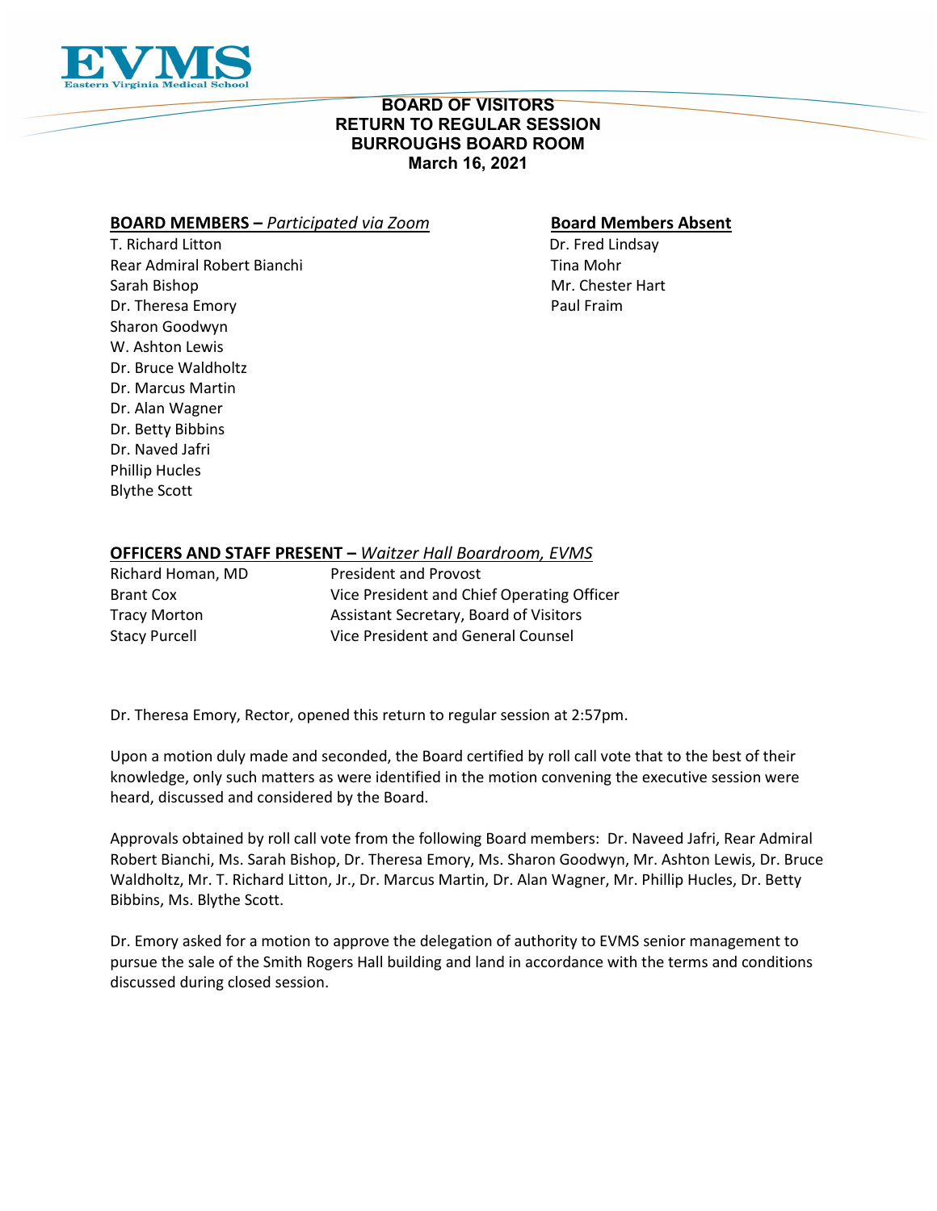# BOARD OF VISITORS
## RETURN TO REGULAR SESSION
## BURROUGHS BOARD ROOM
## March 16, 2021

**BOARD MEMBERS –** ***Participated via Zoom***

T. Richard Litton
Rear Admiral Robert Bianchi
Sarah Bishop
Dr. Theresa Emory
Sharon Goodwyn
W. Ashton Lewis
Dr. Bruce Waldholtz
Dr. Marcus Martin
Dr. Alan Wagner
Dr. Betty Bibbins
Dr. Naved Jafri
Phillip Hucles
Blythe Scott

**Board Members Absent**

Dr. Fred Lindsay
Tina Mohr
Mr. Chester Hart
Paul Fraim

**OFFICERS AND STAFF PRESENT –** ***Waitzer Hall Boardroom, EVMS***

| | |
|---|---|
| Richard Homan, MD | President and Provost |
| Brant Cox | Vice President and Chief Operating Officer |
| Tracy Morton | Assistant Secretary, Board of Visitors |
| Stacy Purcell | Vice President and General Counsel |

Dr. Theresa Emory, Rector, opened this return to regular session at 2:57pm.

Upon a motion duly made and seconded, the Board certified by roll call vote that to the best of their knowledge, only such matters as were identified in the motion convening the executive session were heard, discussed and considered by the Board.

Approvals obtained by roll call vote from the following Board members: Dr. Naveed Jafri, Rear Admiral Robert Bianchi, Ms. Sarah Bishop, Dr. Theresa Emory, Ms. Sharon Goodwyn, Mr. Ashton Lewis, Dr. Bruce Waldholtz, Mr. T. Richard Litton, Jr., Dr. Marcus Martin, Dr. Alan Wagner, Mr. Phillip Hucles, Dr. Betty Bibbins, Ms. Blythe Scott.

Dr. Emory asked for a motion to approve the delegation of authority to EVMS senior management to pursue the sale of the Smith Rogers Hall building and land in accordance with the terms and conditions discussed during closed session.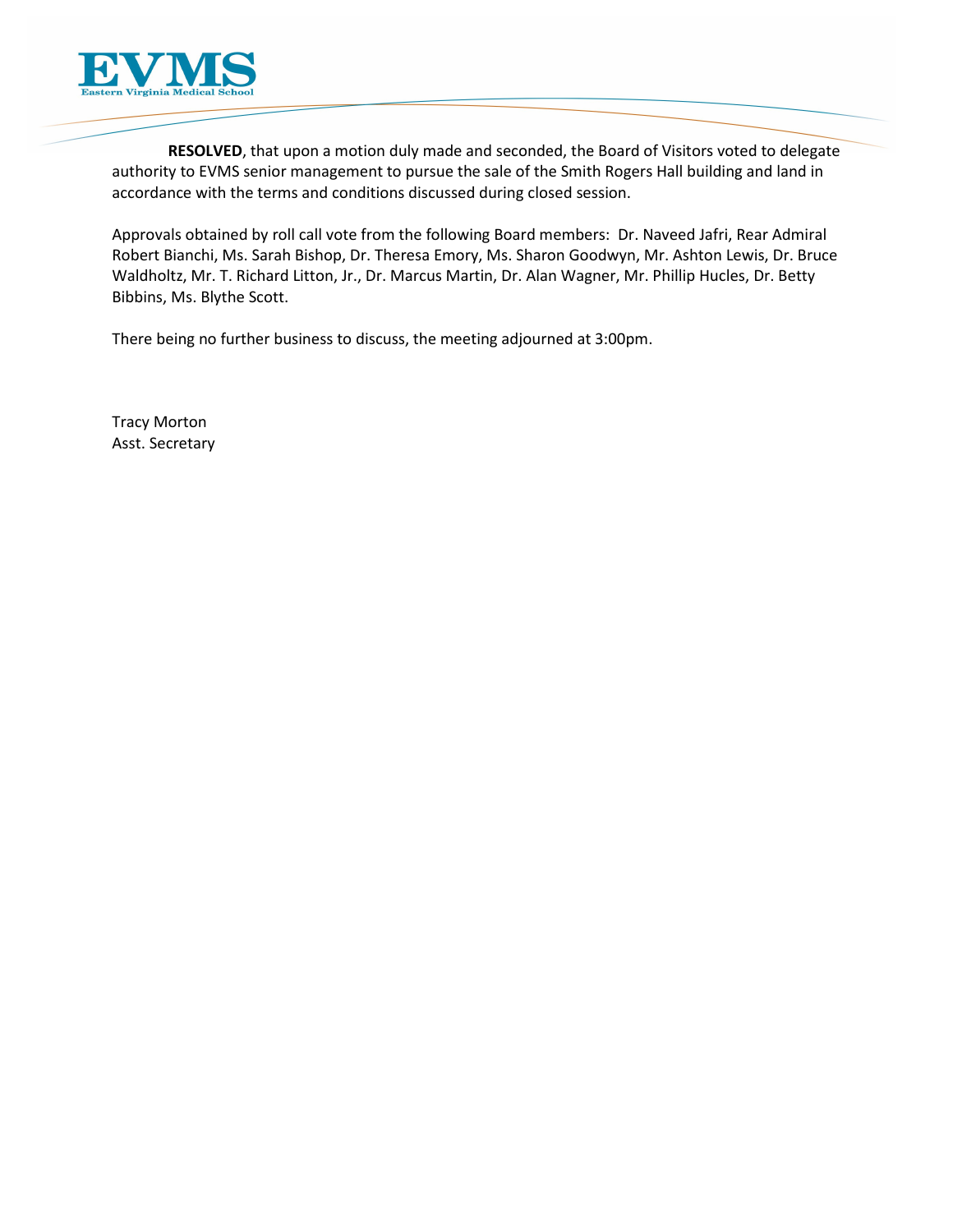**RESOLVED**, that upon a motion duly made and seconded, the Board of Visitors voted to delegate authority to EVMS senior management to pursue the sale of the Smith Rogers Hall building and land in accordance with the terms and conditions discussed during closed session.

Approvals obtained by roll call vote from the following Board members: Dr. Naveed Jafri, Rear Admiral Robert Bianchi, Ms. Sarah Bishop, Dr. Theresa Emory, Ms. Sharon Goodwyn, Mr. Ashton Lewis, Dr. Bruce Waldholtz, Mr. T. Richard Litton, Jr., Dr. Marcus Martin, Dr. Alan Wagner, Mr. Phillip Hucles, Dr. Betty Bibbins, Ms. Blythe Scott.

There being no further business to discuss, the meeting adjourned at 3:00pm.

Tracy Morton
Asst. Secretary